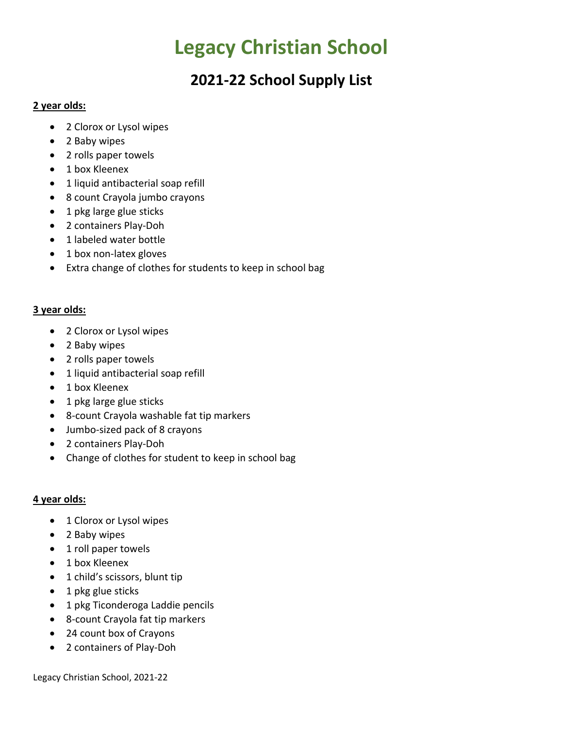# Legacy Christian School

## 2021-22 School Supply List

**2 year olds:**

- 2 Clorox or Lysol wipes
- 2 Baby wipes
- 2 rolls paper towels
- 1 box Kleenex
- 1 liquid antibacterial soap refill
- 8 count Crayola jumbo crayons
- 1 pkg large glue sticks
- 2 containers Play-Doh
- 1 labeled water bottle
- 1 box non-latex gloves
- Extra change of clothes for students to keep in school bag

**3 year olds:**

- 2 Clorox or Lysol wipes
- 2 Baby wipes
- 2 rolls paper towels
- 1 liquid antibacterial soap refill
- 1 box Kleenex
- 1 pkg large glue sticks
- 8-count Crayola washable fat tip markers
- Jumbo-sized pack of 8 crayons
- 2 containers Play-Doh
- Change of clothes for student to keep in school bag

**4 year olds:**

- 1 Clorox or Lysol wipes
- 2 Baby wipes
- 1 roll paper towels
- 1 box Kleenex
- 1 child's scissors, blunt tip
- 1 pkg glue sticks
- 1 pkg Ticonderoga Laddie pencils
- 8-count Crayola fat tip markers
- 24 count box of Crayons
- 2 containers of Play-Doh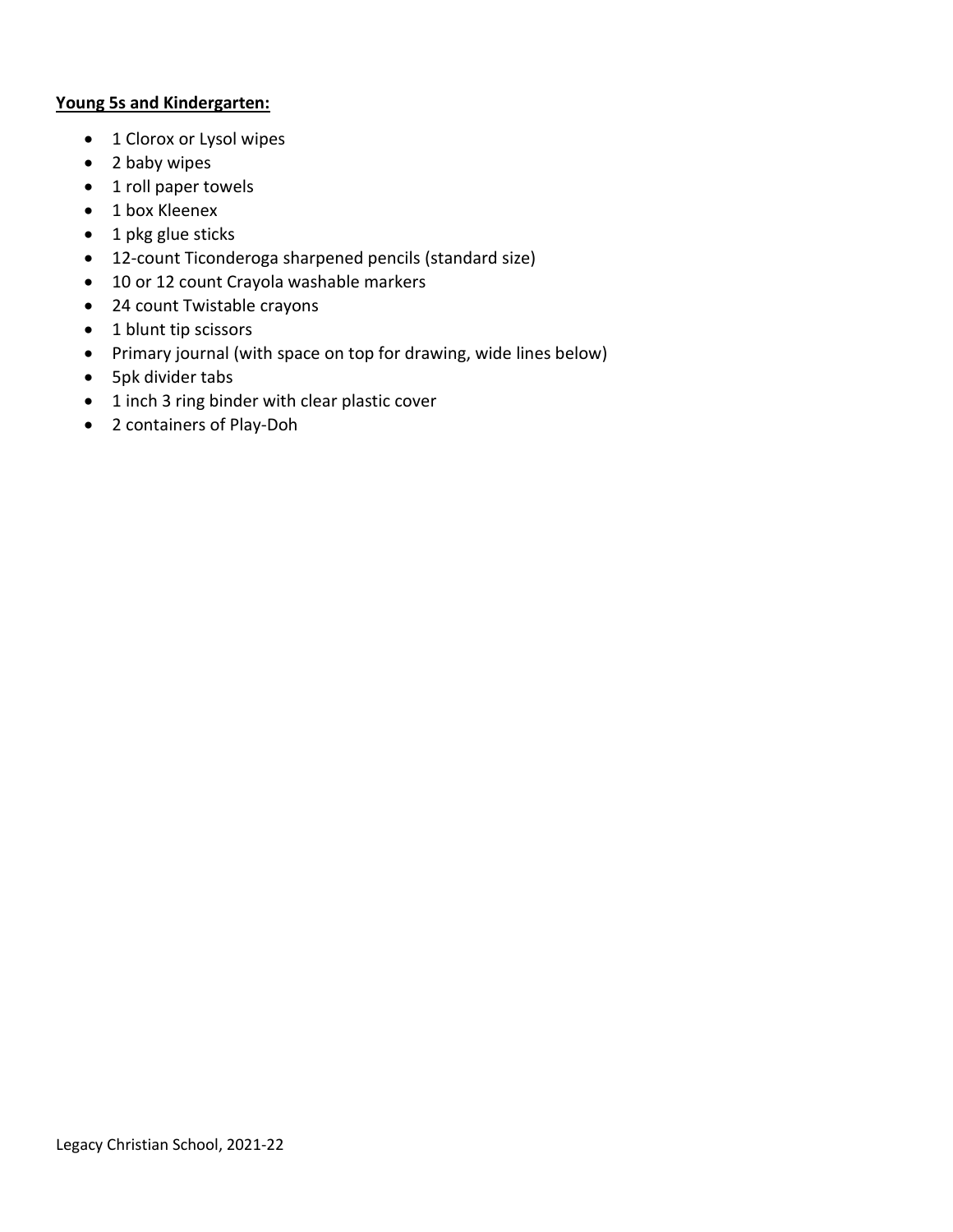**Young 5s and Kindergarten:**

- 1 Clorox or Lysol wipes
- 2 baby wipes
- 1 roll paper towels
- 1 box Kleenex
- 1 pkg glue sticks
- 12-count Ticonderoga sharpened pencils (standard size)
- 10 or 12 count Crayola washable markers
- 24 count Twistable crayons
- 1 blunt tip scissors
- Primary journal (with space on top for drawing, wide lines below)
- 5pk divider tabs
- 1 inch 3 ring binder with clear plastic cover
- 2 containers of Play-Doh